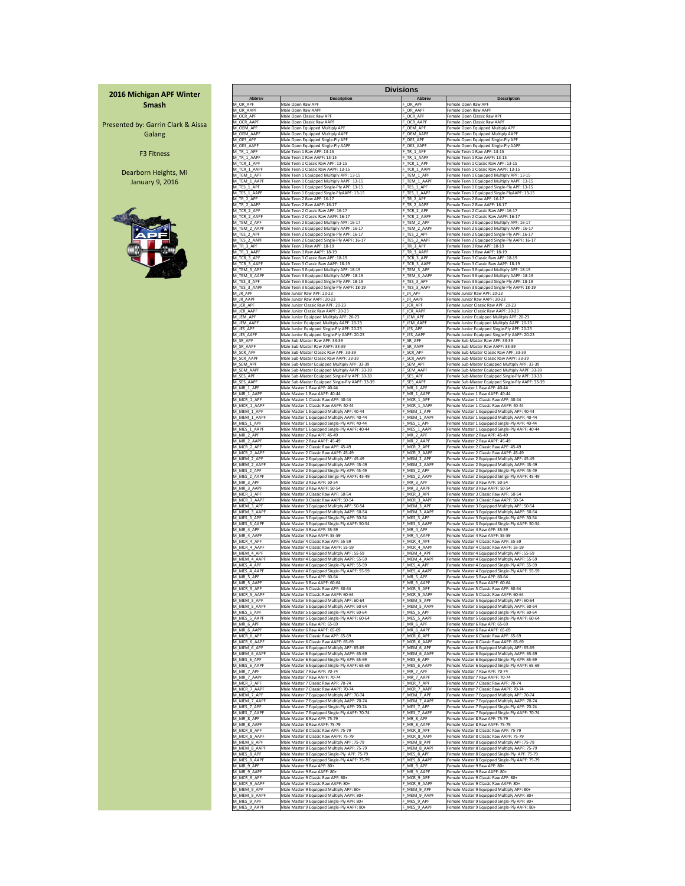## 2016 Michigan APF Winter Smash

Presented by: Garrin Clark & Aissa Galang

F3 Fitness

Dearborn Heights, MI
January 9, 2016

### Divisions

| Abbrev | Description | Abbrev | Description |
|---|---|---|---|
| M_OR_APF | Male Open Raw APF | F_OR_APF | Female Open Raw APF |
| M_OR_AAPF | Male Open Raw AAPF | F_OR_AAPF | Female Open Raw AAPF |
| M_OCR_APF | Male Open Classic Raw APF | F_OCR_APF | Female Open Classic Raw APF |
| M_OCR_AAPF | Male Open Classic Raw AAPF | F_OCR_AAPF | Female Open Classic Raw AAPF |
| M_OEM_APF | Male Open Equipped Multiply APF | F_OEM_APF | Female Open Equipped Multiply APF |
| M_OEM_AAPF | Male Open Equipped Multiply AAPF | F_OEM_AAPF | Female Open Equipped Multiply AAPF |
| M_OES_APF | Male Open Equipped Single-Ply APF | F_OES_APF | Female Open Equipped Single-Ply APF |
| M_OES_AAPF | Male Open Equipped Single-Ply AAPF | F_OES_AAPF | Female Open Equipped Single-Ply AAPF |
| M_TR_1_APF | Male Teen 1 Raw APF: 13-15 | F_TR_1_APF | Female Teen 1 Raw APF: 13-15 |
| M_TR_1_AAPF | Male Teen 1 Raw AAPF: 13-15 | F_TR_1_AAPF | Female Teen 1 Raw AAPF: 13-15 |
| M_TCR_1_APF | Male Teen 1 Classic Raw APF: 13-15 | F_TCR_1_APF | Female Teen 1 Classic Raw APF: 13-15 |
| M_TCR_1_AAPF | Male Teen 1 Classic Raw AAPF: 13-15 | F_TCR_1_AAPF | Female Teen 1 Classic Raw AAPF: 13-15 |
| M_TEM_1_APF | Male Teen 1 Equipped Multiply APF: 13-15 | F_TEM_1_APF | Female Teen 1 Equipped Multiply APF: 13-15 |
| M_TEM_1_AAPF | Male Teen 1 Equipped Multiply AAPF: 13-15 | F_TEM_1_AAPF | Female Teen 1 Equipped Multiply AAPF: 13-15 |
| M_TES_1_APF | Male Teen 1 Equipped Single-Ply APF: 13-15 | F_TES_1_APF | Female Teen 1 Equipped Single-Ply APF: 13-15 |
| M_TES_1_AAPF | Male Teen 1 Equipped Single-PlyAAPF: 13-15 | F_TES_1_AAPF | Female Teen 1 Equipped Single-PlyAAPF: 13-15 |
| M_TR_2_APF | Male Teen 2 Raw APF: 16-17 | F_TR_2_APF | Female Teen 2 Raw APF: 16-17 |
| M_TR_2_AAPF | Male Teen 2 Raw AAPF: 16-17 | F_TR_2_AAPF | Female Teen 2 Raw AAPF: 16-17 |
| M_TCR_2_APF | Male Teen 2 Classic Raw APF: 16-17 | F_TCR_2_APF | Female Teen 2 Classic Raw APF: 16-17 |
| M_TCR_2_AAPF | Male Teen 2 Classic Raw AAPF: 16-17 | F_TCR_2_AAPF | Female Teen 2 Classic Raw AAPF: 16-17 |
| M_TEM_2_APF | Male Teen 2 Equipped Multiply APF: 16-17 | F_TEM_2_APF | Female Teen 2 Equipped Multiply APF: 16-17 |
| M_TEM_2_AAPF | Male Teen 2 Equipped Multiply AAPF: 16-17 | F_TEM_2_AAPF | Female Teen 2 Equipped Multiply AAPF: 16-17 |
| M_TES_2_APF | Male Teen 2 Equipped Single-Ply APF: 16-17 | F_TES_2_APF | Female Teen 2 Equipped Single-Ply APF: 16-17 |
| M_TES_2_AAPF | Male Teen 2 Equipped Single-Ply AAPF: 16-17 | F_TES_2_AAPF | Female Teen 2 Equipped Single-Ply AAPF: 16-17 |
| M_TR_3_APF | Male Teen 3 Raw APF: 18-19 | F_TR_3_APF | Female Teen 3 Raw APF: 18-19 |
| M_TR_3_AAPF | Male Teen 3 Raw AAPF: 18-19 | F_TR_3_AAPF | Female Teen 3 Raw AAPF: 18-19 |
| M_TCR_3_APF | Male Teen 3 Classic Raw APF: 18-19 | F_TCR_3_APF | Female Teen 3 Classic Raw APF: 18-19 |
| M_TCR_3_AAPF | Male Teen 3 Classic Raw AAPF: 18-19 | F_TCR_3_AAPF | Female Teen 3 Classic Raw AAPF: 18-19 |
| M_TEM_3_APF | Male Teen 3 Equipped Multiply APF: 18-19 | F_TEM_3_APF | Female Teen 3 Equipped Mulitply APF: 18-19 |
| M_TEM_3_AAPF | Male Teen 3 Equipped Multiply AAPF: 18-19 | F_TEM_3_AAPF | Female Teen 3 Equipped Mulitply AAPF: 18-19 |
| M_TES_3_APF | Male Teen 3 Equipped Single-Ply APF: 18-19 | F_TES_3_APF | Female Teen 3 Equipped Single-Ply APF: 18-19 |
| M_TES_3_AAPF | Male Teen 3 Equipped Single-Ply AAPF: 18-19 | F_TES_3_AAPF | Female Teen 3 Equipped Single-Ply AAPF: 18-19 |
| M_JR_APF | Male Junior Raw APF: 20-23 | F_JR_APF | Female Junior Raw APF: 20-23 |
| M_JR_AAPF | Male Junior Raw AAPF: 20-23 | F_JR_AAPF | Female Junior Raw AAPF: 20-23 |
| M_JCR_APF | Male Junior Classic Raw APF: 20-23 | F_JCR_APF | Female Junior Classic Raw APF: 20-23 |
| M_JCR_AAPF | Male Junior Classic Raw AAPF: 20-23 | F_JCR_AAPF | Female Junior Classic Raw AAPF: 20-23 |
| M_JEM_APF | Male Junior Equipped Mulitply APF: 20-23 | F_JEM_APF | Female Junior Equipped Mulitply APF: 20-23 |
| M_JEM_AAPF | Male Junior Equipped Mulitply AAPF: 20-23 | F_JEM_AAPF | Female Junior Equipped Mulitply AAPF: 20-23 |
| M_JES_APF | Male Junior Equipped Single-Ply APF: 20-23 | F_JES_APF | Female Junior Equipped Single-Ply APF: 20-23 |
| M_JES_AAPF | Male Junior Equipped Single-Ply AAPF: 20-23 | F_JES_AAPF | Female Junior Equipped Single-Ply AAPF: 20-23 |
| M_SR_APF | Male Sub-Master Raw APF: 33-39 | F_SR_APF | Female Sub-Master Raw APF: 33-39 |
| M_SR_AAPF | Male Sub-Master Raw AAPF: 33-39 | F_SR_AAPF | Female Sub-Master Raw AAPF: 33-39 |
| M_SCR_APF | Male Sub-Master Classic Raw APF: 33-39 | F_SCR_APF | Female Sub-Master Classic Raw APF: 33-39 |
| M_SCR_AAPF | Male Sub-Master Classic Raw AAPF: 33-39 | F_SCR_AAPF | Female Sub-Master Classic Raw AAPF: 33-39 |
| M_SEM_APF | Male Sub-Master Equipped Multiply APF: 33-39 | F_SEM_APF | Female Sub-Master Equipped Multiply APF: 33-39 |
| M_SEM_AAPF | Male Sub-Master Equipped Multiply AAPF: 33-39 | F_SEM_AAPF | Female Sub-Master Equipped Multiply AAPF: 33-39 |
| M_SES_APF | Male Sub-Master Equipped Single-Ply APF: 33-39 | F_SES_APF | Female Sub-Master Equipped Single-Ply APF: 33-39 |
| M_SES_AAPF | Male Sub-Master Equipped Single-Ply AAPF: 33-39 | F_SES_AAPF | Female Sub-Master Equipped Single-Ply AAPF: 33-39 |
| M_MR_1_APF | Male Master 1 Raw APF: 40-44 | F_MR_1_APF | Female Master 1 Raw APF: 40-44 |
| M_MR_1_AAPF | Male Master 1 Raw AAPF: 40-44 | F_MR_1_AAPF | Female Master 1 Raw AAPF: 40-44 |
| M_MCR_1_APF | Male Master 1 Classic Raw APF: 40-44 | F_MCR_1_APF | Female Master 1 Classic Raw APF: 40-44 |
| M_MCR_1_AAPF | Male Master 1 Classic Raw AAPF: 40-44 | F_MCR_1_AAPF | Female Master 1 Classic Raw AAPF: 40-44 |
| M_MEM_1_APF | Male Master 1 Equipped Multiply APF: 40-44 | F_MEM_1_APF | Female Master 1 Equipped Mulitply APF: 40-44 |
| M_MEM_1_AAPF | Male Master 1 Equipped Multiply AAPF: 40-44 | F_MEM_1_AAPF | Female Master 1 Equipped Multiply AAPF: 40-44 |
| M_MES_1_APF | Male Master 1 Equipped Single-Ply APF: 40-44 | F_MES_1_APF | Female Master 1 Equipped Single-Ply APF: 40-44 |
| M_MES_1_AAPF | Male Master 1 Equipped Single-Ply AAPF: 40-44 | F_MES_1_AAPF | Female Master 1 Equipped Single-Ply AAPF: 40-44 |
| M_MR_2_APF | Male Master 2 Raw APF: 45-49 | F_MR_2_APF | Female Master 2 Raw APF: 45-49 |
| M_MR_2_AAPF | Male Master 2 Raw AAPF: 45-49 | F_MR_2_AAPF | Female Master 2 Raw AAPF: 45-49 |
| M_MCR_2_APF | Male Master 2 Classic Raw APF: 45-49 | F_MCR_2_APF | Female Master 2 Classic Raw APF: 45-49 |
| M_MCR_2_AAPF | Male Master 2 Classic Raw AAPF: 45-49 | F_MCR_2_AAPF | Female Master 2 Classic Raw AAPF: 45-49 |
| M_MEM_2_APF | Male Master 2 Equipped Multiply APF: 45-49 | F_MEM_2_APF | Female Master 2 Equipped Mulitply APF: 45-49 |
| M_MEM_2_AAPF | Male Master 2 Equipped Multiply AAPF: 45-49 | F_MEM_2_AAPF | Female Master 2 Equipped Multiply AAPF: 45-49 |
| M_MES_2_APF | Male Master 2 Equipped Single-Ply APF: 45-49 | F_MES_2_APF | Female Master 2 Equipped Single-Ply APF: 45-49 |
| M_MES_2_AAPF | Male Master 2 Equipped Sinlge-Ply AAPF: 45-49 | F_MES_2_AAPF | Female Master 2 Equipped Sinlge-Ply AAPF: 45-49 |
| M_MR_3_APF | Male Master 3 Raw APF: 50-54 | F_MR_3_APF | Female Master 3 Raw APF: 50-54 |
| M_MR_3_AAPF | Male Master 3 Raw AAPF: 50-54 | F_MR_3_AAPF | Female Master 3 Raw AAPF: 50-54 |
| M_MCR_3_APF | Male Master 3 Classic Raw APF: 50-54 | F_MCR_3_APF | Female Master 3 Classic Raw APF: 50-54 |
| M_MCR_3_AAPF | Male Master 3 Classic Raw AAPF: 50-54 | F_MCR_3_AAPF | Female Master 3 Classic Raw AAPF: 50-54 |
| M_MEM_3_APF | Male Master 3 Equipped Multiply APF: 50-54 | F_MEM_3_APF | Female Master 3 Equipped Multiply APF: 50-54 |
| M_MEM_3_AAPF | Male Master 3 Equipped Multiply AAPF: 50-54 | F_MEM_3_AAPF | Female Master 3 Equipped Multiply AAPF: 50-54 |
| M_MES_3_APF | Male Master 3 Equipped Single-Ply APF: 50-54 | F_MES_3_APF | Female Master 3 Equipped Single-Ply APF: 50-54 |
| M_MES_3_AAPF | Male Master 3 Equipped Single-Ply AAPF: 50-54 | F_MES_3_AAPF | Female Master 3 Equipped Single-Ply AAPF: 50-54 |
| M_MR_4_APF | Male Master 4 Raw APF: 55-59 | F_MR_4_APF | Female Master 4 Raw APF: 55-59 |
| M_MR_4_AAPF | Male Master 4 Raw AAPF: 55-59 | F_MR_4_AAPF | Female Master 4 Raw AAPF: 55-59 |
| M_MCR_4_APF | Male Master 4 Classic Raw APF: 55-59 | F_MCR_4_APF | Female Master 4 Classic Raw APF: 55-59 |
| M_MCR_4_AAPF | Male Master 4 Classic Raw AAPF: 55-59 | F_MCR_4_AAPF | Female Master 4 Classic Raw AAPF: 55-59 |
| M_MEM_4_APF | Male Master 4 Equipped Multiply APF: 55-59 | F_MEM_4_APF | Female Master 4 Equipped Multiply APF: 55-59 |
| M_MEM_4_AAPF | Male Master 4 Equipped Multiply AAPF: 55-59 | F_MEM_4_AAPF | Female Master 4 Equipped Multiply AAPF: 55-59 |
| M_MES_4_APF | Male Master 4 Equipped Single-Ply APF: 55-59 | F_MES_4_APF | Female Master 4 Equipped Single-Ply APF: 55-59 |
| M_MES_4_AAPF | Male Master 4 Equipped Single-Ply AAPF: 55-59 | F_MES_4_AAPF | Female Master 4 Equipped Single-Ply AAPF: 55-59 |
| M_MR_5_APF | Male Master 5 Raw APF: 60-64 | F_MR_5_APF | Female Master 5 Raw APF: 60-64 |
| M_MR_5_AAPF | Male Master 5 Raw AAPF: 60-64 | F_MR_5_AAPF | Female Master 5 Raw AAPF: 60-64 |
| M_MCR_5_APF | Male Master 5 Classic Raw APF: 60-64 | F_MCR_5_APF | Female Master 5 Classic Raw APF: 60-64 |
| M_MCR_5_AAPF | Male Master 5 Classic Raw AAPF: 60-64 | F_MCR_5_AAPF | Female Master 5 Classic Raw AAPF: 60-64 |
| M_MEM_5_APF | Male Master 5 Equipped Multiply APF: 60-64 | F_MEM_5_APF | Female Master 5 Equipped Multiply APF: 60-64 |
| M_MEM_5_AAPF | Male Master 5 Equipped Multiply AAPF: 60-64 | F_MEM_5_AAPF | Female Master 5 Equipped Multiply AAPF: 60-64 |
| M_MES_5_APF | Male Master 5 Equipped Single-Ply APF: 60-64 | F_MES_5_APF | Female Master 5 Equipped Single-Ply APF: 60-64 |
| M_MES_5_AAPF | Male Master 5 Equipped Single-Ply AAPF: 60-64 | F_MES_5_AAPF | Female Master 5 Equipped Single-Ply AAPF: 60-64 |
| M_MR_6_APF | Male Master 6 Raw APF: 65-69 | F_MR_6_APF | Female Master 6 Raw APF: 65-69 |
| M_MR_6_AAPF | Male Master 6 Raw AAPF: 65-69 | F_MR_6_AAPF | Female Master 6 Raw AAPF: 65-69 |
| M_MCR_6_APF | Male Master 6 Classic Raw APF: 65-69 | F_MCR_6_APF | Female Master 6 Classic Raw APF: 65-69 |
| M_MCR_6_AAPF | Male Master 6 Classic Raw AAPF: 65-69 | F_MCR_6_AAPF | Female Master 6 Classic Raw AAPF: 65-69 |
| M_MEM_6_APF | Male Master 6 Equipped Multiply APF: 65-69 | F_MEM_6_APF | Female Master 6 Equipped Multiply APF: 65-69 |
| M_MEM_6_AAPF | Male Master 6 Equipped Multiply AAPF: 65-69 | F_MEM_6_AAPF | Female Master 6 Equipped Multiply AAPF: 65-69 |
| M_MES_6_APF | Male Master 6 Equipped Single-Ply APF: 65-69 | F_MES_6_APF | Female Master 6 Equipped Single-Ply APF: 65-69 |
| M_MES_6_AAPF | Male Master 6 Equipped Single-Ply AAPF: 65-69 | F_MES_6_AAPF | Female Master 6 Equipped Single-Ply AAPF: 65-69 |
| M_MR_7_APF | Male Master 7 Raw APF: 70-74 | F_MR_7_APF | Female Master 7 Raw APF: 70-74 |
| M_MR_7_AAPF | Male Master 7 Raw AAPF: 70-74 | F_MR_7_AAPF | Female Master 7 Raw AAPF: 70-74 |
| M_MCR_7_APF | Male Master 7 Classic Raw APF: 70-74 | F_MCR_7_APF | Female Master 7 Classic Raw APF: 70-74 |
| M_MCR_7_AAPF | Male Master 7 Classic Raw AAPF: 70-74 | F_MCR_7_AAPF | Female Master 7 Classic Raw AAPF: 70-74 |
| M_MEM_7_APF | Male Master 7 Equipped Multiply APF: 70-74 | F_MEM_7_APF | Female Master 7 Equipped Multiply APF: 70-74 |
| M_MEM_7_AAPF | Male Master 7 Equipped Multiply AAPF: 70-74 | F_MEM_7_AAPF | Female Master 7 Equipped Multiply AAPF: 70-74 |
| M_MES_7_APF | Male Master 7 Equipped Single-Ply APF: 70-74 | F_MES_7_APF | Female Master 7 Equipped Single-Ply APF: 70-74 |
| M_MES_7_AAPF | Male Master 7 Equipped Single-Ply AAPF: 70-74 | F_MES_7_AAPF | Female Master 7 Equipped Single-Ply AAPF: 70-74 |
| M_MR_8_APF | Male Master 8 Raw APF: 75-79 | F_MR_8_APF | Female Master 8 Raw APF: 75-79 |
| M_MR_8_AAPF | Male Master 8 Raw AAPF: 75-79 | F_MR_8_AAPF | Female Master 8 Raw AAPF: 75-79 |
| M_MCR_8_APF | Male Master 8 Classic Raw APF: 75-79 | F_MCR_8_APF | Female Master 8 Classic Raw APF: 75-79 |
| M_MCR_8_AAPF | Male Master 8 Classic Raw AAPF: 75-79 | F_MCR_8_AAPF | Female Master 8 Classic Raw AAPF: 75-79 |
| M_MEM_8_APF | Male Master 8 Equipped Multiply APF: 75-79 | F_MEM_8_APF | Female Master 8 Equipped Multiply APF: 75-79 |
| M_MEM_8_AAPF | Male Master 8 Equipped Multiply AAPF: 75-79 | F_MEM_8_AAPF | Female Master 8 Equipped Multiply AAPF: 75-79 |
| M_MES_8_APF | Male Master 8 Equipped Single-Ply APF: 75-79 | F_MES_8_APF | Female Master 8 Equipped Single-Ply APF: 75-79 |
| M_MES_8_AAPF | Male Master 8 Equipped Single-Ply AAPF: 75-79 | F_MES_8_AAPF | Female Master 8 Equipped Single-Ply AAPF: 75-79 |
| M_MR_9_APF | Male Master 9 Raw APF: 80+ | F_MR_9_APF | Female Master 9 Raw APF: 80+ |
| M_MR_9_AAPF | Male Master 9 Raw AAPF: 80+ | F_MR_9_AAPF | Female Master 9 Raw AAPF: 80+ |
| M_MCR_9_APF | Male Master 9 Classic Raw APF: 80+ | F_MCR_9_APF | Female Master 9 Classic Raw APF: 80+ |
| M_MCR_9_AAPF | Male Master 9 Classic Raw AAPF: 80+ | F_MCR_9_AAPF | Female Master 9 Classic Raw AAPF: 80+ |
| M_MEM_9_APF | Male Master 9 Equipped Multiply APF: 80+ | F_MEM_9_APF | Female Master 9 Equipped Multiply APF: 80+ |
| M_MEM_9_AAPF | Male Master 9 Equipped Multiply AAPF: 80+ | F_MEM_9_AAPF | Female Master 9 Equipped Multiply AAPF: 80+ |
| M_MES_9_APF | Male Master 9 Equipped Single-Ply APF: 80+ | F_MES_9_APF | Female Master 9 Equipped Single-Ply APF: 80+ |
| M_MES_9_AAPF | Male Master 9 Equipped Single-Ply AAPF: 80+ | F_MES_9_AAPF | Female Master 9 Equipped Single-Ply AAPF: 80+ |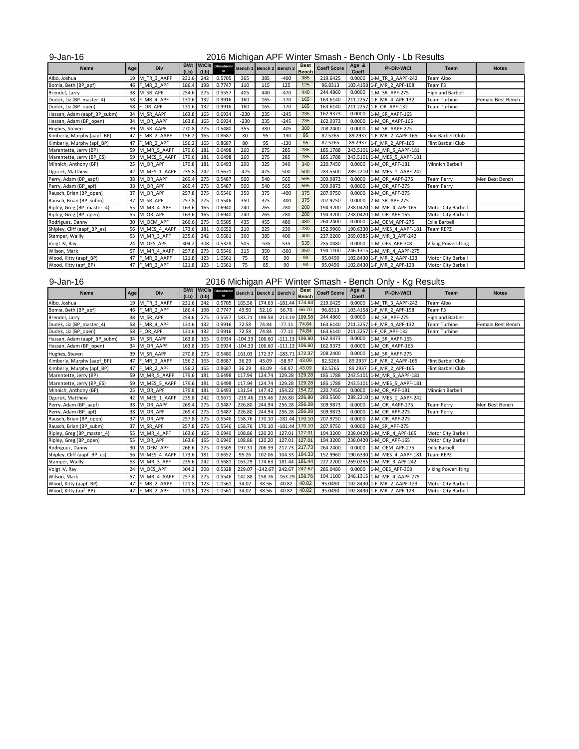9-Jan-16

## 2016 Michigan APF Winter Smash - Bench Only - Lb Results

| Name | Age | Div | BWt (Lb) | WtCls (Lb) | Glossbrenner | Bench 1 | Bench 2 | Bench 3 | Best Bench | Coeff Score | Age & Coeff | Pl-Div-WtCl | Team | Notes |
|---|---|---|---|---|---|---|---|---|---|---|---|---|---|---|
| Albo, Joshua | 19 | M_TR_3_AAPF | 231.6 | 242 | 0.5705 | 365 | 385 | -400 | 385 | 219.6425 | 0.0000 | 1-M_TR_3_AAPF-242 | Team Albo | |
| Bomia, Beth (BP_apf) | 46 | F_MR_2_APF | 186.4 | 198 | 0.7747 | 110 | 115 | 125 | 125 | 96.8313 | 103.4158 | 1-F_MR_2_APF-198 | Team F3 | |
| Brendel, Larry | 38 | M_SR_APF | 254.6 | 275 | 0.5557 | 405 | 440 | -470 | 440 | 244.4860 | 0.0000 | 1-M_SR_APF-275 | Highland Barbell | |
| Dudek, Liz (BP_master_4) | 58 | F_MR_4_APF | 131.6 | 132 | 0.9916 | 160 | 165 | -170 | 165 | 163.6140 | 211.2257 | 1-F_MR_4_APF-132 | Team Turbine | Female Best Bench |
| Dudek, Liz (BP_open) | 58 | F_OR_APF | 131.6 | 132 | 0.9916 | 160 | 165 | -170 | 165 | 163.6140 | 211.2257 | 1-F_OR_APF-132 | Team Turbine | |
| Hassan, Adam (aapf_BP_subm) | 34 | M_SR_AAPF | 163.8 | 165 | 0.6934 | -230 | 235 | -245 | 235 | 162.9373 | 0.0000 | 1-M_SR_AAPF-165 | | |
| Hassan, Adam (BP_open) | 34 | M_OR_AAPF | 163.8 | 165 | 0.6934 | -230 | 235 | -245 | 235 | 162.9373 | 0.0000 | 1-M_OR_AAPF-165 | | |
| Hughes, Steven | 39 | M_SR_AAPF | 270.8 | 275 | 0.5480 | 355 | 380 | -405 | 380 | 208.2400 | 0.0000 | 1-M_SR_AAPF-275 | | |
| Kimberly, Murphy (aapf_BP) | 47 | F_MR_2_AAPF | 156.2 | 165 | 0.8687 | 80 | 95 | -130 | 95 | 82.5265 | 89.2937 | 1-F_MR_2_AAPF-165 | Flint Barbell Club | |
| Kimberly, Murphy (apf_BP) | 47 | F_MR_2_APF | 156.2 | 165 | 0.8687 | 80 | 95 | -130 | 95 | 82.5265 | 89.2937 | 1-F_MR_2_APF-165 | Flint Barbell Club | |
| Marentette, Jerry (BP) | 59 | M_MR_5_AAPF | 179.6 | 181 | 0.6498 | 260 | 275 | 285 | 285 | 185.1788 | 243.5101 | 1-M_MR_5_AAPF-181 | | |
| Marentette, Jerry (BP_ES) | 59 | M_MES_5_AAPF | 179.6 | 181 | 0.6498 | 260 | 275 | 285 | 285 | 185.1788 | 243.5101 | 1-M_MES_5_AAPF-181 | | |
| Minnich, Anthony (BP) | 25 | M_OR_APF | 179.8 | 181 | 0.6493 | 290 | 325 | 340 | 340 | 220.7450 | 0.0000 | 1-M_OR_APF-181 | Minnich Barbell | |
| Ogurek, Matthew | 42 | M_MES_1_AAPF | 235.8 | 242 | 0.5671 | -475 | 475 | 500 | 500 | 283.5500 | 289.2210 | 1-M_MES_1_AAPF-242 | | |
| Perry, Adam (BP_aapf) | 38 | M_OR_AAPF | 269.4 | 275 | 0.5487 | 500 | 540 | 565 | 565 | 309.9873 | 0.0000 | 1-M_OR_AAPF-275 | Team Perry | Men Best Bench |
| Perry, Adam (BP_apf) | 38 | M_OR_APF | 269.4 | 275 | 0.5487 | 500 | 540 | 565 | 565 | 309.9873 | 0.0000 | 1-M_OR_APF-275 | Team Perry | |
| Rausch, Brian (BP_open) | 37 | M_OR_APF | 257.8 | 275 | 0.5546 | 350 | 375 | -400 | 375 | 207.9750 | 0.0000 | 2-M_OR_APF-275 | | |
| Rausch, Brian (BP_subm) | 37 | M_SR_APF | 257.8 | 275 | 0.5546 | 350 | 375 | -400 | 375 | 207.9750 | 0.0000 | 2-M_SR_APF-275 | | |
| Ripley, Greg (BP_master_4) | 55 | M_MR_4_APF | 163.6 | 165 | 0.6940 | 240 | 265 | 280 | 280 | 194.3200 | 238.0420 | 1-M_MR_4_APF-165 | Motor City Barbell | |
| Ripley, Greg (BP_open) | 55 | M_OR_APF | 163.6 | 165 | 0.6940 | 240 | 265 | 280 | 280 | 194.3200 | 238.0420 | 1-M_OR_APF-165 | Motor City Barbell | |
| Rodriguez, Danny | 30 | M_OEM_APF | 266.6 | 275 | 0.5505 | 435 | 455 | 480 | 480 | 264.2400 | 0.0000 | 1-M_OEM_APF-275 | Exile Barbell | |
| Shipley, Cliff (aapf_BP_es) | 56 | M_MES_4_AAPF | 173.6 | 181 | 0.6652 | 210 | 225 | 230 | 230 | 152.9960 | 190.6330 | 1-M_MES_4_AAPF-181 | Team REPZ | |
| Stamper, Wallly | 53 | M_MR_3_APF | 235.6 | 242 | 0.5681 | 360 | 385 | 400 | 400 | 227.2200 | 269.0285 | 1-M_MR_3_APF-242 | | |
| Voigt IV, Ray | 24 | M_OES_APF | 304.2 | 308 | 0.5328 | 505 | -535 | 535 | 535 | 285.0480 | 0.0000 | 1-M_OES_APF-308 | Viking Powerlifting | |
| Wilson, Mark | 57 | M_MR_4_AAPF | 257.8 | 275 | 0.5546 | 315 | 350 | -360 | 350 | 194.1100 | 246.1315 | 1-M_MR_4_AAPF-275 | | |
| Wood, Kitty (aapf_BP) | 47 | F_MR_2_AAPF | 121.8 | 123 | 1.0561 | 75 | 85 | 90 | 90 | 95.0490 | 102.8430 | 1-F_MR_2_AAPF-123 | Motor City Barbell | |
| Wood, Kitty (apf_BP) | 47 | F_MR_2_APF | 121.8 | 123 | 1.0561 | 75 | 85 | 90 | 90 | 95.0490 | 102.8430 | 1-F_MR_2_APF-123 | Motor City Barbell | |

9-Jan-16

## 2016 Michigan APF Winter Smash - Bench Only - Kg Results

| Name | Age | Div | BWt (Lb) | WtCls (Lb) | Glossbrenner | Bench 1 | Bench 2 | Bench 3 | Best Bench | Coeff Score | Age & Coeff | Pl-Div-WtCl | Team | Notes |
|---|---|---|---|---|---|---|---|---|---|---|---|---|---|---|
| Albo, Joshua | 19 | M_TR_3_AAPF | 231.6 | 242 | 0.5705 | 165.56 | 174.63 | -181.44 | 174.63 | 219.6425 | 0.0000 | 1-M_TR_3_AAPF-242 | Team Albo | |
| Bomia, Beth (BP_apf) | 46 | F_MR_2_APF | 186.4 | 198 | 0.7747 | 49.90 | 52.16 | 56.70 | 56.70 | 96.8313 | 103.4158 | 1-F_MR_2_APF-198 | Team F3 | |
| Brendel, Larry | 38 | M_SR_APF | 254.6 | 275 | 0.5557 | 183.71 | 199.58 | -213.19 | 199.58 | 244.4860 | 0.0000 | 1-M_SR_APF-275 | Highland Barbell | |
| Dudek, Liz (BP_master_4) | 58 | F_MR_4_APF | 131.6 | 132 | 0.9916 | 72.58 | 74.84 | -77.11 | 74.84 | 163.6140 | 211.2257 | 1-F_MR_4_APF-132 | Team Turbine | Female Best Bench |
| Dudek, Liz (BP_open) | 58 | F_OR_APF | 131.6 | 132 | 0.9916 | 72.58 | 74.84 | -77.11 | 74.84 | 163.6140 | 211.2257 | 1-F_OR_APF-132 | Team Turbine | |
| Hassan, Adam (aapf_BP_subm) | 34 | M_SR_AAPF | 163.8 | 165 | 0.6934 | -104.33 | 106.60 | -111.13 | 106.60 | 162.9373 | 0.0000 | 1-M_SR_AAPF-165 | | |
| Hassan, Adam (BP_open) | 34 | M_OR_AAPF | 163.8 | 165 | 0.6934 | -104.33 | 106.60 | -111.13 | 106.60 | 162.9373 | 0.0000 | 1-M_OR_AAPF-165 | | |
| Hughes, Steven | 39 | M_SR_AAPF | 270.8 | 275 | 0.5480 | 161.03 | 172.37 | -183.71 | 172.37 | 208.2400 | 0.0000 | 1-M_SR_AAPF-275 | | |
| Kimberly, Murphy (aapf_BP) | 47 | F_MR_2_AAPF | 156.2 | 165 | 0.8687 | 36.29 | 43.09 | -58.97 | 43.09 | 82.5265 | 89.2937 | 1-F_MR_2_AAPF-165 | Flint Barbell Club | |
| Kimberly, Murphy (apf_BP) | 47 | F_MR_2_APF | 156.2 | 165 | 0.8687 | 36.29 | 43.09 | -58.97 | 43.09 | 82.5265 | 89.2937 | 1-F_MR_2_APF-165 | Flint Barbell Club | |
| Marentette, Jerry (BP) | 59 | M_MR_5_AAPF | 179.6 | 181 | 0.6498 | 117.94 | 124.74 | 129.28 | 129.28 | 185.1788 | 243.5101 | 1-M_MR_5_AAPF-181 | | |
| Marentette, Jerry (BP_ES) | 59 | M_MES_5_AAPF | 179.6 | 181 | 0.6498 | 117.94 | 124.74 | 129.28 | 129.28 | 185.1788 | 243.5101 | 1-M_MES_5_AAPF-181 | | |
| Minnich, Anthony (BP) | 25 | M_OR_APF | 179.8 | 181 | 0.6493 | 131.54 | 147.42 | 154.22 | 154.22 | 220.7450 | 0.0000 | 1-M_OR_APF-181 | Minnich Barbell | |
| Ogurek, Matthew | 42 | M_MES_1_AAPF | 235.8 | 242 | 0.5671 | -215.46 | 215.46 | 226.80 | 226.80 | 283.5500 | 289.2210 | 1-M_MES_1_AAPF-242 | | |
| Perry, Adam (BP_aapf) | 38 | M_OR_AAPF | 269.4 | 275 | 0.5487 | 226.80 | 244.94 | 256.28 | 256.28 | 309.9873 | 0.0000 | 1-M_OR_AAPF-275 | Team Perry | Men Best Bench |
| Perry, Adam (BP_apf) | 38 | M_OR_APF | 269.4 | 275 | 0.5487 | 226.80 | 244.94 | 256.28 | 256.28 | 309.9873 | 0.0000 | 1-M_OR_APF-275 | Team Perry | |
| Rausch, Brian (BP_open) | 37 | M_OR_APF | 257.8 | 275 | 0.5546 | 158.76 | 170.10 | -181.44 | 170.10 | 207.9750 | 0.0000 | 2-M_OR_APF-275 | | |
| Rausch, Brian (BP_subm) | 37 | M_SR_APF | 257.8 | 275 | 0.5546 | 158.76 | 170.10 | -181.44 | 170.10 | 207.9750 | 0.0000 | 2-M_SR_APF-275 | | |
| Ripley, Greg (BP_master_4) | 55 | M_MR_4_APF | 163.6 | 165 | 0.6940 | 108.86 | 120.20 | 127.01 | 127.01 | 194.3200 | 238.0420 | 1-M_MR_4_APF-165 | Motor City Barbell | |
| Ripley, Greg (BP_open) | 55 | M_OR_APF | 163.6 | 165 | 0.6940 | 108.86 | 120.20 | 127.01 | 127.01 | 194.3200 | 238.0420 | 1-M_OR_APF-165 | Motor City Barbell | |
| Rodriguez, Danny | 30 | M_OEM_APF | 266.6 | 275 | 0.5505 | 197.31 | 206.39 | 217.73 | 217.73 | 264.2400 | 0.0000 | 1-M_OEM_APF-275 | Exile Barbell | |
| Shipley, Cliff (aapf_BP_es) | 56 | M_MES_4_AAPF | 173.6 | 181 | 0.6652 | 95.26 | 102.06 | 104.33 | 104.33 | 152.9960 | 190.6330 | 1-M_MES_4_AAPF-181 | Team REPZ | |
| Stamper, Wallly | 53 | M_MR_3_APF | 235.6 | 242 | 0.5681 | 163.29 | 174.63 | 181.44 | 181.44 | 227.2200 | 269.0285 | 1-M_MR_3_APF-242 | | |
| Voigt IV, Ray | 24 | M_OES_APF | 304.2 | 308 | 0.5328 | 229.07 | -242.67 | 242.67 | 242.67 | 285.0480 | 0.0000 | 1-M_OES_APF-308 | Viking Powerlifting | |
| Wilson, Mark | 57 | M_MR_4_AAPF | 257.8 | 275 | 0.5546 | 142.88 | 158.76 | -163.29 | 158.76 | 194.1100 | 246.1315 | 1-M_MR_4_AAPF-275 | | |
| Wood, Kitty (aapf_BP) | 47 | F_MR_2_AAPF | 121.8 | 123 | 1.0561 | 34.02 | 38.56 | 40.82 | 40.82 | 95.0490 | 102.8430 | 1-F_MR_2_AAPF-123 | Motor City Barbell | |
| Wood, Kitty (apf_BP) | 47 | F_MR_2_APF | 121.8 | 123 | 1.0561 | 34.02 | 38.56 | 40.82 | 40.82 | 95.0490 | 102.8430 | 1-F_MR_2_APF-123 | Motor City Barbell | |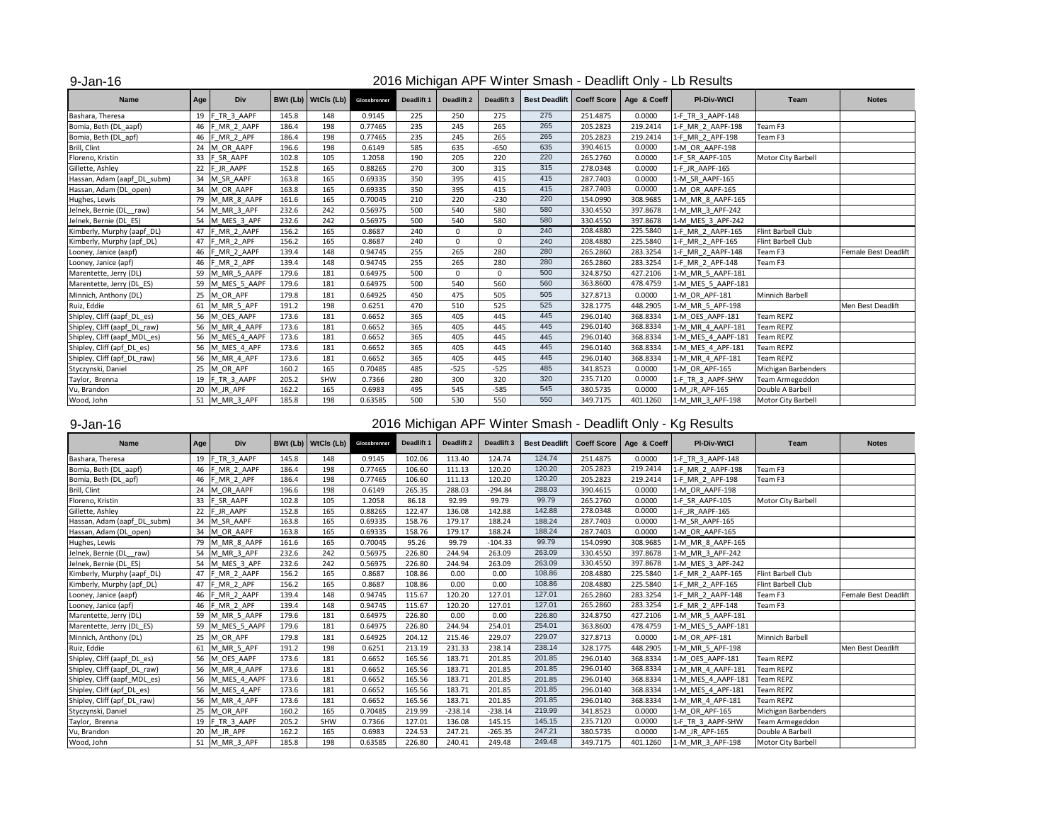9-Jan-16

## 2016 Michigan APF Winter Smash - Deadlift Only - Lb Results

| Name | Age | Div | BWt (Lb) | WtCls (Lb) | Glossbrenner | Deadlift 1 | Deadlift 2 | Deadlift 3 | Best Deadlift | Coeff Score | Age & Coeff | Pl-Div-WtCl | Team | Notes |
|---|---|---|---|---|---|---|---|---|---|---|---|---|---|---|
| Bashara, Theresa | 19 | F_TR_3_AAPF | 145.8 | 148 | 0.9145 | 225 | 250 | 275 | 275 | 251.4875 | 0.0000 | 1-F_TR_3_AAPF-148 | | |
| Bomia, Beth (DL_aapf) | 46 | F_MR_2_AAPF | 186.4 | 198 | 0.77465 | 235 | 245 | 265 | 265 | 205.2823 | 219.2414 | 1-F_MR_2_AAPF-198 | Team F3 | |
| Bomia, Beth (DL_apf) | 46 | F_MR_2_APF | 186.4 | 198 | 0.77465 | 235 | 245 | 265 | 265 | 205.2823 | 219.2414 | 1-F_MR_2_APF-198 | Team F3 | |
| Brill, Clint | 24 | M_OR_AAPF | 196.6 | 198 | 0.6149 | 585 | 635 | -650 | 635 | 390.4615 | 0.0000 | 1-M_OR_AAPF-198 | | |
| Floreno, Kristin | 33 | F_SR_AAPF | 102.8 | 105 | 1.2058 | 190 | 205 | 220 | 220 | 265.2760 | 0.0000 | 1-F_SR_AAPF-105 | Motor City Barbell | |
| Gillette, Ashley | 22 | F_JR_AAPF | 152.8 | 165 | 0.88265 | 270 | 300 | 315 | 315 | 278.0348 | 0.0000 | 1-F_JR_AAPF-165 | | |
| Hassan, Adam (aapf_DL_subm) | 34 | M_SR_AAPF | 163.8 | 165 | 0.69335 | 350 | 395 | 415 | 415 | 287.7403 | 0.0000 | 1-M_SR_AAPF-165 | | |
| Hassan, Adam (DL_open) | 34 | M_OR_AAPF | 163.8 | 165 | 0.69335 | 350 | 395 | 415 | 415 | 287.7403 | 0.0000 | 1-M_OR_AAPF-165 | | |
| Hughes, Lewis | 79 | M_MR_8_AAPF | 161.6 | 165 | 0.70045 | 210 | 220 | -230 | 220 | 154.0990 | 308.9685 | 1-M_MR_8_AAPF-165 | | |
| Jelnek, Bernie (DL__raw) | 54 | M_MR_3_APF | 232.6 | 242 | 0.56975 | 500 | 540 | 580 | 580 | 330.4550 | 397.8678 | 1-M_MR_3_APF-242 | | |
| Jelnek, Bernie (DL_ES) | 54 | M_MES_3_APF | 232.6 | 242 | 0.56975 | 500 | 540 | 580 | 580 | 330.4550 | 397.8678 | 1-M_MES_3_APF-242 | | |
| Kimberly, Murphy (aapf_DL) | 47 | F_MR_2_AAPF | 156.2 | 165 | 0.8687 | 240 | 0 | 0 | 240 | 208.4880 | 225.5840 | 1-F_MR_2_AAPF-165 | Flint Barbell Club | |
| Kimberly, Murphy (apf_DL) | 47 | F_MR_2_APF | 156.2 | 165 | 0.8687 | 240 | 0 | 0 | 240 | 208.4880 | 225.5840 | 1-F_MR_2_APF-165 | Flint Barbell Club | |
| Looney, Janice (aapf) | 46 | F_MR_2_AAPF | 139.4 | 148 | 0.94745 | 255 | 265 | 280 | 280 | 265.2860 | 283.3254 | 1-F_MR_2_AAPF-148 | Team F3 | Female Best Deadlift |
| Looney, Janice (apf) | 46 | F_MR_2_APF | 139.4 | 148 | 0.94745 | 255 | 265 | 280 | 280 | 265.2860 | 283.3254 | 1-F_MR_2_APF-148 | Team F3 | |
| Marentette, Jerry (DL) | 59 | M_MR_5_AAPF | 179.6 | 181 | 0.64975 | 500 | 0 | 0 | 500 | 324.8750 | 427.2106 | 1-M_MR_5_AAPF-181 | | |
| Marentette, Jerry (DL_ES) | 59 | M_MES_5_AAPF | 179.6 | 181 | 0.64975 | 500 | 540 | 560 | 560 | 363.8600 | 478.4759 | 1-M_MES_5_AAPF-181 | | |
| Minnich, Anthony (DL) | 25 | M_OR_APF | 179.8 | 181 | 0.64925 | 450 | 475 | 505 | 505 | 327.8713 | 0.0000 | 1-M_OR_APF-181 | Minnich Barbell | |
| Ruiz, Eddie | 61 | M_MR_5_APF | 191.2 | 198 | 0.6251 | 470 | 510 | 525 | 525 | 328.1775 | 448.2905 | 1-M_MR_5_APF-198 | | Men Best Deadlift |
| Shipley, Cliff (aapf_DL_es) | 56 | M_OES_AAPF | 173.6 | 181 | 0.6652 | 365 | 405 | 445 | 445 | 296.0140 | 368.8334 | 1-M_OES_AAPF-181 | Team REPZ | |
| Shipley, Cliff (aapf_DL_raw) | 56 | M_MR_4_AAPF | 173.6 | 181 | 0.6652 | 365 | 405 | 445 | 445 | 296.0140 | 368.8334 | 1-M_MR_4_AAPF-181 | Team REPZ | |
| Shipley, Cliff (aapf_MDL_es) | 56 | M_MES_4_AAPF | 173.6 | 181 | 0.6652 | 365 | 405 | 445 | 445 | 296.0140 | 368.8334 | 1-M_MES_4_AAPF-181 | Team REPZ | |
| Shipley, Cliff (apf_DL_es) | 56 | M_MES_4_APF | 173.6 | 181 | 0.6652 | 365 | 405 | 445 | 445 | 296.0140 | 368.8334 | 1-M_MES_4_APF-181 | Team REPZ | |
| Shipley, Cliff (apf_DL_raw) | 56 | M_MR_4_APF | 173.6 | 181 | 0.6652 | 365 | 405 | 445 | 445 | 296.0140 | 368.8334 | 1-M_MR_4_APF-181 | Team REPZ | |
| Styczynski, Daniel | 25 | M_OR_APF | 160.2 | 165 | 0.70485 | 485 | -525 | -525 | 485 | 341.8523 | 0.0000 | 1-M_OR_APF-165 | Michigan Barbenders | |
| Taylor, Brenna | 19 | F_TR_3_AAPF | 205.2 | SHW | 0.7366 | 280 | 300 | 320 | 320 | 235.7120 | 0.0000 | 1-F_TR_3_AAPF-SHW | Team Armegeddon | |
| Vu, Brandon | 20 | M_JR_APF | 162.2 | 165 | 0.6983 | 495 | 545 | -585 | 545 | 380.5735 | 0.0000 | 1-M_JR_APF-165 | Double A Barbell | |
| Wood, John | 51 | M_MR_3_APF | 185.8 | 198 | 0.63585 | 500 | 530 | 550 | 550 | 349.7175 | 401.1260 | 1-M_MR_3_APF-198 | Motor City Barbell | |

9-Jan-16

## 2016 Michigan APF Winter Smash - Deadlift Only - Kg Results

| Name | Age | Div | BWt (Lb) | WtCls (Lb) | Glossbrenner | Deadlift 1 | Deadlift 2 | Deadlift 3 | Best Deadlift | Coeff Score | Age & Coeff | Pl-Div-WtCl | Team | Notes |
|---|---|---|---|---|---|---|---|---|---|---|---|---|---|---|
| Bashara, Theresa | 19 | F_TR_3_AAPF | 145.8 | 148 | 0.9145 | 102.06 | 113.40 | 124.74 | 124.74 | 251.4875 | 0.0000 | 1-F_TR_3_AAPF-148 | | |
| Bomia, Beth (DL_aapf) | 46 | F_MR_2_AAPF | 186.4 | 198 | 0.77465 | 106.60 | 111.13 | 120.20 | 120.20 | 205.2823 | 219.2414 | 1-F_MR_2_AAPF-198 | Team F3 | |
| Bomia, Beth (DL_apf) | 46 | F_MR_2_APF | 186.4 | 198 | 0.77465 | 106.60 | 111.13 | 120.20 | 120.20 | 205.2823 | 219.2414 | 1-F_MR_2_APF-198 | Team F3 | |
| Brill, Clint | 24 | M_OR_AAPF | 196.6 | 198 | 0.6149 | 265.35 | 288.03 | -294.84 | 288.03 | 390.4615 | 0.0000 | 1-M_OR_AAPF-198 | | |
| Floreno, Kristin | 33 | F_SR_AAPF | 102.8 | 105 | 1.2058 | 86.18 | 92.99 | 99.79 | 99.79 | 265.2760 | 0.0000 | 1-F_SR_AAPF-105 | Motor City Barbell | |
| Gillette, Ashley | 22 | F_JR_AAPF | 152.8 | 165 | 0.88265 | 122.47 | 136.08 | 142.88 | 142.88 | 278.0348 | 0.0000 | 1-F_JR_AAPF-165 | | |
| Hassan, Adam (aapf_DL_subm) | 34 | M_SR_AAPF | 163.8 | 165 | 0.69335 | 158.76 | 179.17 | 188.24 | 188.24 | 287.7403 | 0.0000 | 1-M_SR_AAPF-165 | | |
| Hassan, Adam (DL_open) | 34 | M_OR_AAPF | 163.8 | 165 | 0.69335 | 158.76 | 179.17 | 188.24 | 188.24 | 287.7403 | 0.0000 | 1-M_OR_AAPF-165 | | |
| Hughes, Lewis | 79 | M_MR_8_AAPF | 161.6 | 165 | 0.70045 | 95.26 | 99.79 | -104.33 | 99.79 | 154.0990 | 308.9685 | 1-M_MR_8_AAPF-165 | | |
| Jelnek, Bernie (DL__raw) | 54 | M_MR_3_APF | 232.6 | 242 | 0.56975 | 226.80 | 244.94 | 263.09 | 263.09 | 330.4550 | 397.8678 | 1-M_MR_3_APF-242 | | |
| Jelnek, Bernie (DL_ES) | 54 | M_MES_3_APF | 232.6 | 242 | 0.56975 | 226.80 | 244.94 | 263.09 | 263.09 | 330.4550 | 397.8678 | 1-M_MES_3_APF-242 | | |
| Kimberly, Murphy (aapf_DL) | 47 | F_MR_2_AAPF | 156.2 | 165 | 0.8687 | 108.86 | 0.00 | 0.00 | 108.86 | 208.4880 | 225.5840 | 1-F_MR_2_AAPF-165 | Flint Barbell Club | |
| Kimberly, Murphy (apf_DL) | 47 | F_MR_2_APF | 156.2 | 165 | 0.8687 | 108.86 | 0.00 | 0.00 | 108.86 | 208.4880 | 225.5840 | 1-F_MR_2_APF-165 | Flint Barbell Club | |
| Looney, Janice (aapf) | 46 | F_MR_2_AAPF | 139.4 | 148 | 0.94745 | 115.67 | 120.20 | 127.01 | 127.01 | 265.2860 | 283.3254 | 1-F_MR_2_AAPF-148 | Team F3 | Female Best Deadlift |
| Looney, Janice (apf) | 46 | F_MR_2_APF | 139.4 | 148 | 0.94745 | 115.67 | 120.20 | 127.01 | 127.01 | 265.2860 | 283.3254 | 1-F_MR_2_APF-148 | Team F3 | |
| Marentette, Jerry (DL) | 59 | M_MR_5_AAPF | 179.6 | 181 | 0.64975 | 226.80 | 0.00 | 0.00 | 226.80 | 324.8750 | 427.2106 | 1-M_MR_5_AAPF-181 | | |
| Marentette, Jerry (DL_ES) | 59 | M_MES_5_AAPF | 179.6 | 181 | 0.64975 | 226.80 | 244.94 | 254.01 | 254.01 | 363.8600 | 478.4759 | 1-M_MES_5_AAPF-181 | | |
| Minnich, Anthony (DL) | 25 | M_OR_APF | 179.8 | 181 | 0.64925 | 204.12 | 215.46 | 229.07 | 229.07 | 327.8713 | 0.0000 | 1-M_OR_APF-181 | Minnich Barbell | |
| Ruiz, Eddie | 61 | M_MR_5_APF | 191.2 | 198 | 0.6251 | 213.19 | 231.33 | 238.14 | 238.14 | 328.1775 | 448.2905 | 1-M_MR_5_APF-198 | | Men Best Deadlift |
| Shipley, Cliff (aapf_DL_es) | 56 | M_OES_AAPF | 173.6 | 181 | 0.6652 | 165.56 | 183.71 | 201.85 | 201.85 | 296.0140 | 368.8334 | 1-M_OES_AAPF-181 | Team REPZ | |
| Shipley, Cliff (aapf_DL_raw) | 56 | M_MR_4_AAPF | 173.6 | 181 | 0.6652 | 165.56 | 183.71 | 201.85 | 201.85 | 296.0140 | 368.8334 | 1-M_MR_4_AAPF-181 | Team REPZ | |
| Shipley, Cliff (aapf_MDL_es) | 56 | M_MES_4_AAPF | 173.6 | 181 | 0.6652 | 165.56 | 183.71 | 201.85 | 201.85 | 296.0140 | 368.8334 | 1-M_MES_4_AAPF-181 | Team REPZ | |
| Shipley, Cliff (apf_DL_es) | 56 | M_MES_4_APF | 173.6 | 181 | 0.6652 | 165.56 | 183.71 | 201.85 | 201.85 | 296.0140 | 368.8334 | 1-M_MES_4_APF-181 | Team REPZ | |
| Shipley, Cliff (apf_DL_raw) | 56 | M_MR_4_APF | 173.6 | 181 | 0.6652 | 165.56 | 183.71 | 201.85 | 201.85 | 296.0140 | 368.8334 | 1-M_MR_4_APF-181 | Team REPZ | |
| Styczynski, Daniel | 25 | M_OR_APF | 160.2 | 165 | 0.70485 | 219.99 | -238.14 | -238.14 | 219.99 | 341.8523 | 0.0000 | 1-M_OR_APF-165 | Michigan Barbenders | |
| Taylor, Brenna | 19 | F_TR_3_AAPF | 205.2 | SHW | 0.7366 | 127.01 | 136.08 | 145.15 | 145.15 | 235.7120 | 0.0000 | 1-F_TR_3_AAPF-SHW | Team Armegeddon | |
| Vu, Brandon | 20 | M_JR_APF | 162.2 | 165 | 0.6983 | 224.53 | 247.21 | -265.35 | 247.21 | 380.5735 | 0.0000 | 1-M_JR_APF-165 | Double A Barbell | |
| Wood, John | 51 | M_MR_3_APF | 185.8 | 198 | 0.63585 | 226.80 | 240.41 | 249.48 | 249.48 | 349.7175 | 401.1260 | 1-M_MR_3_APF-198 | Motor City Barbell | |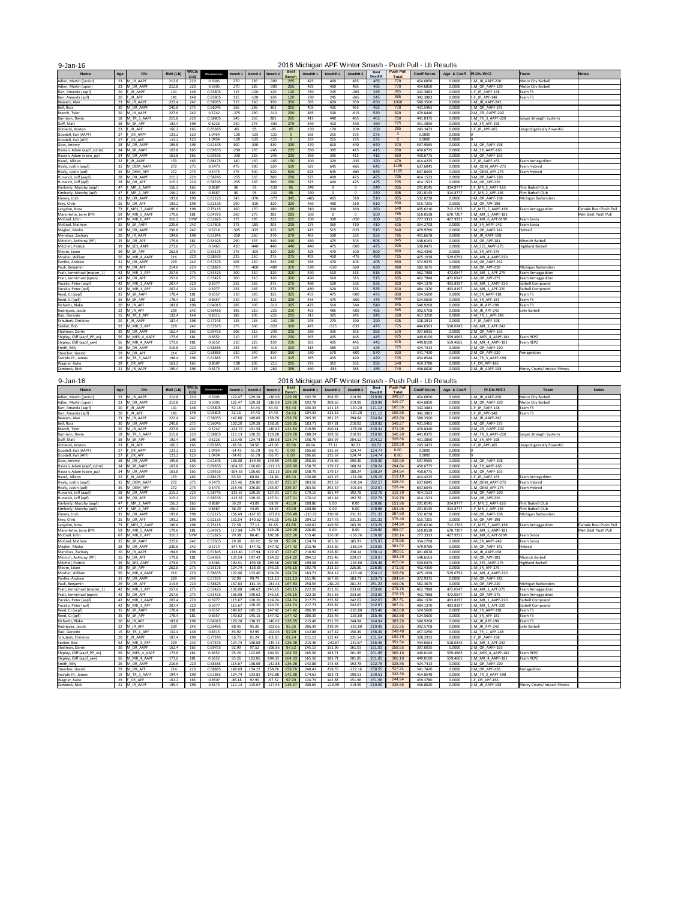9-Jan-16

## 2016 Michigan APF Winter Smash - Push Pull - Lb Results

| Name | Age | Div | BWt (Lb) | WtCls (Lb) | Glossbrenner | Bench 1 | Bench 2 | Bench 3 | Best Bench | Deadlift 1 | Deadlift 2 | Deadlift 3 | Best Deadlift | Push Pull Total | Coeff Score | Age & Coeff | Pl-Div-WtCl | Team | Notes |
|---|---|---|---|---|---|---|---|---|---|---|---|---|---|---|---|---|---|---|---|
| Adlen, Martin (junior) | 23 | M_JR_AAPF | 212.8 | 220 | 0.5905 | 270 | 285 | -300 | 285 | 425 | 460 | 485 | 485 | 770 | 454.6850 | 0.0000 | 1-M_JR_AAPF-220 | Motor City Barbell | |
| Adlen, Martin (open) | 23 | M_OR_AAPF | 212.8 | 220 | 0.5905 | 270 | 285 | -300 | 285 | 425 | 460 | 485 | 485 | 770 | 454.6850 | 0.0000 | 1-M_OR_AAPF-220 | Motor City Barbell | |
| Barr, Amanda (aapf) | 20 | F_JR_AAPF | 141 | 148 | 0.93805 | 115 | -120 | 120 | 120 | 230 | 245 | -265 | 245 | 365 | 342.3883 | 0.0000 | 1-F_JR_AAPF-148 | Team F3 | |
| Barr, Amanda (apf) | 20 | F_JR_APF | 141 | 148 | 0.93805 | 115 | -120 | 120 | 120 | 230 | 245 | -265 | 245 | 365 | 342.3883 | 0.0000 | 1-F_JR_APF-148 | Team F3 | |
| Beavers, Alan | 23 | M_JR_AAPF | 222.4 | 242 | 0.58035 | 315 | 330 | 350 | 350 | 585 | 620 | 650 | 650 | 1000 | 580.3500 | 0.0000 | 1-M_JR_AAPF-242 | | |
| Bell, Ross | 30 | M_OR_AAPF | 245.8 | 275 | 0.56045 | 265 | 285 | 305 | 305 | 405 | 435 | 465 | 465 | 770 | 431.5465 | 0.0000 | 1-M_OR_AAPF-275 | | |
| Branch, Tyler | 20 | M_JR_AAPF | 227.6 | 242 | 0.5742 | -275 | 290 | -310 | 290 | 485 | 530 | -615 | 530 | 820 | 470.8440 | 0.0000 | 2-M_JR_AAPF-242 | | |
| Burnison, Devin | 18 | M_TR_3_AAPF | 215.8 | 220 | 0.58805 | 245 | 265 | 285 | 285 | 415 | 440 | 465 | 465 | 750 | 441.0375 | 0.0000 | 1-M_TR_3_AAPF-220 | Saiyan Strength Systems | |
| Duff, Matt | 38 | M_SR_APF | 192.4 | 198 | 0.6226 | 250 | 275 | -300 | 275 | 350 | 410 | 450 | 450 | 725 | 451.3850 | 0.0000 | 1-M_SR_APF-198 | | |
| Glinniecki, Kristen | 23 | F_JR_APF | 160.2 | 165 | 0.85585 | -85 | 85 | -95 | 85 | 150 | 170 | 200 | 200 | 285 | 243.9473 | 0.0000 | 1-F_JR_APF-165 | Unapologetically Powerful | |
| Goodell, Kali (AAPF) | 27 | F_OR_AAPF | 123.2 | 123 | 1.0454 | -120 | -125 | -125 | 0 | 235 | 255 | 275 | 275 | 0 | 0.0000 | 0.0000 | 0 | | |
| Goodell, Kali (APF) | 27 | F_OR_APF | 123.2 | 123 | 1.0454 | -120 | -125 | -125 | 0 | 235 | 255 | 275 | 275 | 0 | 0.0000 | 0.0000 | 0 | | |
| Goss, Jeremy | 28 | M_OR_AAPF | 195.8 | 198 | 0.61645 | 300 | -330 | 330 | 330 | 570 | 610 | 640 | 640 | 970 | 597.9565 | 0.0000 | 1-M_OR_AAPF-198 | | |
| Hassan, Adam (aapf_subm) | 34 | M_SR_AAPF | 163.8 | 165 | 0.69335 | -230 | 235 | -245 | 235 | 350 | 395 | 415 | 415 | 650 | 450.6775 | 0.0000 | 1-M_SR_AAPF-165 | | |
| Hassan, Adam (open_pp) | 34 | M_OR_AAPF | 163.8 | 165 | 0.69335 | -230 | 235 | -245 | 235 | 350 | 395 | 415 | 415 | 650 | 450.6775 | 0.0000 | 1-M_OR_AAPF-165 | | |
| Hazel, Allison | 22 | F_JR_AAPF | 153 | 165 | 0.88175 | 140 | 150 | -165 | 150 | 300 | 320 | -335 | 320 | 470 | 414.4225 | 0.0000 | 1-F_JR_AAPF-165 | Team Armegeddon | |
| Healy, Justin (aapf) | 35 | M_OEM_AAPF | 272 | 275 | 0.5473 | 475 | 500 | 520 | 520 | 625 | 645 | -665 | 645 | 1165 | 637.6045 | 0.0000 | 1-M_OEM_AAPF-275 | Team Hybred | |
| Healy, Justin (apf) | 35 | M_OEM_APF | 272 | 275 | 0.5473 | 475 | 500 | 520 | 520 | 625 | 645 | -665 | 645 | 1165 | 637.6045 | 0.0000 | 1-M_OEM_APF-275 | Team Hybred | |
| Hunwick, Jeff (aapf) | 28 | M_OR_AAPF | 215.2 | 220 | 0.58745 | -255 | 265 | 280 | 280 | 375 | 400 | 425 | 425 | 705 | 414.1523 | 0.0000 | 3-M_OR_AAPF-220 | | |
| Hunwick, Jeff (apf) | 28 | M_OR_APF | 215.2 | 220 | 0.58745 | -255 | 265 | 280 | 280 | 375 | 400 | 425 | 425 | 705 | 414.1523 | 0.0000 | 3-M_OR_APF-220 | | |
| Kimberly, Murphy (aapf) | 47 | F_MR_2_AAPF | 156.2 | 165 | 0.8687 | 80 | 95 | -130 | 95 | 240 | 0 | 0 | 240 | 335 | 291.0145 | 314.8777 | 1-F_MR_2_AAPF-165 | Flint Barbell Club | |
| Kimberly, Murphy (apf) | 47 | F_MR_2_APF | 156.2 | 165 | 0.8687 | 80 | 95 | -130 | 95 | 240 | 0 | 0 | 240 | 335 | 291.0145 | 314.8777 | 1-F_MR_2_APF-165 | Flint Barbell Club | |
| Kinney, Josh | 31 | M_OR_AAPF | 193.8 | 198 | 0.62225 | 345 | -370 | -370 | 345 | -465 | 465 | 510 | 510 | 855 | 532.0238 | 0.0000 | 2-M_OR_AAPF-198 | Michigan Barbenders | |
| Krey, Chris | 25 | M_OR_APF | 193.2 | 198 | 0.62135 | 290 | -310 | 320 | 320 | 450 | 480 | 510 | 510 | 830 | 515.7205 | 0.0000 | 1-M_OR_APF-198 | | |
| Langdon, Nora | 73 | F_MES_7_AAPF | 196.6 | 198 | 0.75115 | 160 | 170 | 180 | 180 | 310 | 330 | 360 | 360 | 540 | 405.6210 | 712.2705 | 1-F_MES_7_AAPF-198 | Team Armageddon | Female Best Push Pull |
| Marentette, Jerry (PP) | 59 | M_MR_5_AAPF | 179.6 | 181 | 0.64975 | 260 | 275 | 285 | 285 | 500 | 0 | 0 | 500 | 785 | 510.0538 | 670.7207 | 1-M_MR_5_AAPF-181 | | Men Best Push Pull |
| McGinal, John | 67 | M_MR_6_APF | 316.2 | SHW | 0.52825 | 175 | 195 | 225 | 225 | 250 | 300 | -350 | 300 | 525 | 277.3313 | 427.9221 | 1-M_MR_6_APF-SHW | Team Santa | |
| McGraf, Mathew | 35 | M_SR_AAPF | 225.6 | 242 | 0.57605 | 175 | -185 | 205 | 205 | 275 | 365 | 410 | 410 | 615 | 354.2708 | 0.0000 | 1-M_SR_AAPF-242 | Team Santa | |
| Meglen, Marko | 28 | M_OR_AAPF | 230.6 | 242 | 0.5714 | -325 | -325 | 325 | 325 | 475 | 515 | -525 | 515 | 840 | 479.9760 | 0.0000 | 1-M_OR_AAPF-242 | Hybred | |
| Mendoza, Zachary | 20 | M_JR_AAPF | 194.6 | 198 | 0.61845 | -250 | 260 | 270 | 270 | 465 | 500 | 525 | 525 | 795 | 491.6678 | 0.0000 | 1-M_JR_AAPF-198 | | |
| Minnich, Anthony (PP) | 25 | M_OR_APF | 179.8 | 181 | 0.64925 | 290 | 325 | 340 | 340 | 450 | 475 | 505 | 505 | 845 | 548.6163 | 0.0000 | 1-M_OR_APF-181 | Minnich Barbell | |
| Mitchell, Patrick | 39 | M_SES_AAPF | 273.6 | 275 | 0.5465 | 420 | -440 | 440 | 440 | 440 | 475 | -500 | 475 | 915 | 500.0475 | 0.0000 | 1-M_SES_AAPF-275 | Highland Barbell | |
| Moore, Jason | 39 | M_SR_APF | 262.8 | 275 | 0.55175 | 275 | 305 | 320 | 320 | 470 | 500 | 500 | 500 | 820 | 452.4350 | 0.0000 | 1-M_SR_APF-275 | | |
| Mosher, William | 56 | M_MR_4_AAPF | 216 | 220 | 0.58635 | 225 | 250 | 275 | 275 | 405 | 450 | -475 | 450 | 725 | 425.1038 | 529.6793 | 1-M_MR_4_AAPF-220 | | |
| Pantke, Andrew | 31 | M_OR_AAPF | 229 | 242 | 0.57375 | 205 | 220 | 245 | 245 | 335 | 370 | 405 | 405 | 650 | 372.9375 | 0.0000 | 2-M_OR_AAPF-242 | | |
| Pauli, Benjamin | 29 | M_OR_APF | 214.6 | 220 | 0.58825 | 370 | -400 | -400 | 370 | 570 | -620 | 620 | 620 | 990 | 582.3675 | 0.0000 | 1-M_OR_APF-220 | Michigan Barbenders | |
| Pratt, Jermichael (master_1) | 42 | M_MR_1_APF | 257.6 | 275 | 0.55425 | 300 | 310 | 320 | 320 | 490 | 510 | 515 | 515 | 835 | 462.7988 | 472.0547 | 1-M_MR_1_APF-275 | Team Armageddon | |
| Pratt, Jermichael (open) | 42 | M_OR_APF | 257.6 | 275 | 0.55425 | 300 | 310 | 320 | 320 | 490 | 510 | 515 | 515 | 835 | 462.7988 | 472.0547 | 1-M_OR_APF-275 | Team Armageddon | |
| Puczko, Peter (aapf) | 42 | M_MR_1_AAPF | 207.4 | 220 | 0.5977 | 255 | 265 | 275 | 275 | 480 | 520 | 535 | 535 | 810 | 484.1370 | 493.8197 | 1-M_MR_1_AAPF-220 | Barbell Compound | |
| Puczko, Peter (apf) | 42 | M_MR_1_APF | 207.4 | 220 | 0.5977 | 255 | 265 | 275 | 275 | 480 | 520 | 535 | 535 | 810 | 484.1370 | 493.8197 | 1-M_MR_1_APF-220 | Barbell Compound | |
| Reed, CJ (aapf) | 35 | M_SR_AAPF | 178.4 | 181 | 0.6557 | 310 | 320 | 325 | 325 | 455 | 475 | -500 | 475 | 800 | 524.5600 | 0.0000 | 1-M_SR_AAPF-181 | Team F3 | |
| Reed, CJ (apf) | 35 | M_SR_APF | 178.4 | 181 | 0.6557 | 310 | 320 | 325 | 325 | 455 | 475 | -500 | 475 | 800 | 524.5600 | 0.0000 | 1-M_SR_APF-181 | Team F3 | |
| Richards, Blake | 20 | M_JR_APF | 183.8 | 198 | 0.64015 | 285 | 305 | -310 | 305 | 475 | 510 | 540 | 540 | 845 | 540.9268 | 0.0000 | 1-M_JR_APF-198 | Team F3 | |
| Rodriguez, Jacob | 22 | M_JR_APF | 239 | 242 | 0.56485 | 195 | 210 | -225 | 210 | 455 | 485 | -500 | 485 | 695 | 392.5708 | 0.0000 | 1-M_JR_APF-242 | Exile Barbell | |
| Ruiz, Gerardo | 15 | M_TR_1_APF | 132.4 | 148 | 0.8315 | 185 | 205 | -225 | 205 | 315 | 325 | 345 | 345 | 550 | 457.3250 | 0.0000 | 1-M_TR_1_APF-148 | | |
| Schubert, Christine | 20 | F_JR_AAPF | 187.4 | 198 | 0.77245 | 125 | 135 | -140 | 135 | 245 | 270 | 290 | 290 | 425 | 328.2913 | 0.0000 | 1-F_JR_AAPF-198 | | |
| Seeber, Bob | 52 | M_MR_3_APF | 229 | 242 | 0.57375 | 275 | 300 | -320 | 300 | 475 | -535 | -535 | 475 | 775 | 444.6563 | 518.0245 | 1-M_MR_3_APF-242 | | |
| Shallman, Darrin | 30 | M_OR_AAPF | 162.4 | 165 | 0.69755 | 205 | 215 | -240 | 215 | 320 | 335 | 355 | 355 | 570 | 397.6035 | 0.0000 | 2-M_OR_AAPF-165 | | |
| Shipley, Cliff (aapf_PP_es) | 56 | M_MES_4_AAPF | 173.6 | 181 | 0.6652 | 210 | 225 | 230 | 230 | 365 | 405 | 445 | 445 | 675 | 449.0100 | 559.4665 | 1-M_MES_4_AAPF-181 | Team REPZ | |
| Shipley, Cliff (aapf_raw) | 56 | M_MR_4_AAPF | 173.6 | 181 | 0.6652 | 210 | 225 | 230 | 230 | 365 | 405 | 445 | 445 | 675 | 449.0100 | 559.4665 | 1-M_MR_4_AAPF-181 | Team REPZ | |
| Smith, Billy | 26 | M_OR_AAPF | 216.6 | 220 | 0.58585 | 255 | 300 | -315 | 300 | 315 | 385 | 425 | 425 | 725 | 424.7413 | 0.0000 | 2-M_OR_AAPF-220 | | |
| Stuecher, Gerald | 29 | M_OR_APF | 214 | 220 | 0.58885 | 330 | 340 | 350 | 350 | 530 | 570 | -600 | 570 | 920 | 541.7420 | 0.0000 | 2-M_OR_APF-220 | Armageddon | |
| Swirple JR., James | 19 | M_TR_3_AAPF | 194.4 | 198 | 0.61885 | 275 | 295 | 315 | 315 | 385 | 405 | 420 | 420 | 735 | 454.8548 | 0.0000 | 1-M_TR_3_AAPF-198 | | |
| Wagner, Katie | 29 | F_OR_APF | 161.2 | 165 | 0.8507 | -190 | 205 | -215 | 205 | 275 | 315 | 335 | 335 | 540 | 459.3780 | 0.0000 | 1-F_OR_APF-165 | | |
| Zambeck, Nick | 21 | M_JR_AAPF | 195.4 | 198 | 0.6173 | 245 | 255 | -260 | 255 | 460 | -485 | 485 | 485 | 740 | 456.8020 | 0.0000 | 2-M_JR_AAPF-198 | Morey Courts/ Impact Fitness | |

9-Jan-16

## 2016 Michigan APF Winter Smash - Push Pull - Lb Results

| Name | Age | Div | BWt (Lb) | WtCls (Lb) | Glossbrenner | Bench 1 | Bench 2 | Bench 3 | Best Bench | Deadlift 1 | Deadlift 2 | Deadlift 3 | Best Deadlift | Push Pull Total | Coeff Score | Age & Coeff | Pl-Div-WtCl | Team | Notes |
|---|---|---|---|---|---|---|---|---|---|---|---|---|---|---|---|---|---|---|---|
| Adlen, Martin (junior) | 23 | M_JR_AAPF | 212.8 | 220 | 0.5905 | 122.47 | 129.28 | -136.08 | 129.28 | 192.78 | 208.65 | 219.99 | 219.99 | 349.27 | 454.6850 | 0.0000 | 1-M_JR_AAPF-220 | Motor City Barbell | |
| Adlen, Martin (open) | 23 | M_OR_AAPF | 212.8 | 220 | 0.5905 | 122.47 | 129.28 | -136.08 | 129.28 | 192.78 | 208.65 | 219.99 | 219.99 | 349.27 | 454.6850 | 0.0000 | 1-M_OR_AAPF-220 | Motor City Barbell | |
| Barr, Amanda (aapf) | 20 | F_JR_AAPF | 141 | 148 | 0.93805 | 52.16 | -54.43 | 54.43 | 54.43 | 104.33 | 111.13 | -120.20 | 111.13 | 165.56 | 342.3883 | 0.0000 | 1-F_JR_AAPF-148 | Team F3 | |
| Barr, Amanda (apf) | 20 | F_JR_APF | 141 | 148 | 0.93805 | 52.16 | -54.43 | 54.43 | 54.43 | 104.33 | 111.13 | -120.20 | 111.13 | 165.56 | 342.3883 | 0.0000 | 1-F_JR_APF-148 | Team F3 | |
| Beavers, Alan | 23 | M_JR_AAPF | 222.4 | 242 | 0.58035 | 142.88 | 149.69 | 158.76 | 158.76 | 265.35 | 281.23 | 294.84 | 294.84 | 453.60 | 580.3500 | 0.0000 | 1-M_JR_AAPF-242 | | |
| Bell, Ross | 30 | M_OR_AAPF | 245.8 | 275 | 0.56045 | 120.20 | 129.28 | 138.35 | 138.35 | 183.71 | 197.31 | 210.92 | 210.92 | 349.27 | 431.5465 | 0.0000 | 1-M_OR_AAPF-275 | | |
| Branch, Tyler | 20 | M_JR_AAPF | 227.6 | 242 | 0.5742 | -124.74 | 131.54 | -140.61 | 131.54 | 219.99 | 240.41 | -278.96 | 240.41 | 371.95 | 470.8440 | 0.0000 | 2-M_JR_AAPF-242 | | |
| Burnison, Devin | 18 | M_TR_3_AAPF | 215.8 | 220 | 0.58805 | 111.13 | 120.20 | 129.28 | 129.28 | 188.24 | 199.58 | 210.92 | 210.92 | 340.20 | 441.0375 | 0.0000 | 1-M_TR_3_AAPF-220 | Saiyan Strength Systems | |
| Duff, Matt | 38 | M_SR_APF | 192.4 | 198 | 0.6226 | 113.40 | 124.74 | -136.08 | 124.74 | 158.76 | 185.97 | 204.12 | 204.12 | 328.86 | 451.3850 | 0.0000 | 1-M_SR_APF-198 | | |
| Glinniecki, Kristen | 23 | F_JR_APF | 160.2 | 165 | 0.85585 | -38.56 | 38.56 | -43.09 | 38.56 | 68.04 | 77.11 | 90.72 | 90.72 | 129.28 | 243.9473 | 0.0000 | 1-F_JR_APF-165 | Unapologetically Powerful | |
| Goodell, Kali (AAPF) | 27 | F_OR_AAPF | 123.2 | 123 | 1.0454 | -54.43 | -56.70 | -56.70 | 0.00 | 106.60 | 115.67 | 124.74 | 124.74 | 0.00 | 0.0000 | 0.0000 | 0 | | |
| Goodell, Kali (APF) | 27 | F_OR_APF | 123.2 | 123 | 1.0454 | -54.43 | -56.70 | -56.70 | 0.00 | 106.60 | 115.67 | 124.74 | 124.74 | 0.00 | 0.0000 | 0.0000 | 0 | | |
| Goss, Jeremy | 28 | M_OR_AAPF | 195.8 | 198 | 0.61645 | 136.08 | -149.69 | 149.69 | 149.69 | 258.55 | 276.69 | 290.30 | 290.30 | 439.99 | 597.9565 | 0.0000 | 1-M_OR_AAPF-198 | | |
| Hassan, Adam (aapf_subm) | 34 | M_SR_AAPF | 163.8 | 165 | 0.69335 | -104.33 | 106.60 | -111.13 | 106.60 | 158.76 | 179.17 | 188.24 | 188.24 | 294.84 | 450.6775 | 0.0000 | 1-M_SR_AAPF-165 | | |
| Hassan, Adam (open_pp) | 34 | M_OR_AAPF | 163.8 | 165 | 0.69335 | -104.33 | 106.60 | -111.13 | 106.60 | 158.76 | 179.17 | 188.24 | 188.24 | 294.84 | 450.6775 | 0.0000 | 1-M_OR_AAPF-165 | | |
| Hazel, Allison | 22 | F_JR_AAPF | 153 | 165 | 0.88175 | 63.50 | 68.04 | -74.84 | 68.04 | 136.08 | 145.15 | -151.96 | 145.15 | 213.19 | 414.4225 | 0.0000 | 1-F_JR_AAPF-165 | Team Armegeddon | |
| Healy, Justin (aapf) | 35 | M_OEM_AAPF | 272 | 275 | 0.5473 | 215.46 | 226.80 | 235.87 | 235.87 | 283.50 | 292.57 | -301.64 | 292.57 | 528.44 | 637.6045 | 0.0000 | 1-M_OEM_AAPF-275 | Team Hybred | |
| Healy, Justin (apf) | 35 | M_OEM_APF | 272 | 275 | 0.5473 | 215.46 | 226.80 | 235.87 | 235.87 | 283.50 | 292.57 | -301.64 | 292.57 | 528.44 | 637.6045 | 0.0000 | 1-M_OEM_APF-275 | Team Hybred | |
| Hunwick, Jeff (aapf) | 28 | M_OR_AAPF | 215.2 | 220 | 0.58745 | -115.67 | 120.20 | 127.01 | 127.01 | 170.10 | 181.44 | 192.78 | 192.78 | 319.79 | 414.1523 | 0.0000 | 3-M_OR_AAPF-220 | | |
| Hunwick, Jeff (apf) | 28 | M_OR_APF | 215.2 | 220 | 0.58745 | -115.67 | 120.20 | 127.01 | 127.01 | 170.10 | 181.44 | 192.78 | 192.78 | 319.79 | 414.1523 | 0.0000 | 3-M_OR_APF-220 | | |
| Kimberly, Murphy (aapf) | 47 | F_MR_2_AAPF | 156.2 | 165 | 0.8687 | 36.29 | 43.09 | -58.97 | 43.09 | 108.86 | 0.00 | 0.00 | 108.86 | 151.96 | 291.0145 | 314.8777 | 1-F_MR_2_AAPF-165 | Flint Barbell Club | |
| Kimberly, Murphy (apf) | 47 | F_MR_2_APF | 156.2 | 165 | 0.8687 | 36.29 | 43.09 | -58.97 | 43.09 | 108.86 | 0.00 | 0.00 | 108.86 | 151.96 | 291.0145 | 314.8777 | 1-F_MR_2_APF-165 | Flint Barbell Club | |
| Kinney, Josh | 31 | M_OR_AAPF | 193.8 | 198 | 0.62225 | 156.49 | -167.83 | -167.83 | 156.49 | -210.92 | 210.92 | 231.33 | 231.33 | 387.83 | 532.0238 | 0.0000 | 2-M_OR_AAPF-198 | Michigan Barbenders | |
| Krey, Chris | 25 | M_OR_APF | 193.2 | 198 | 0.62135 | 131.54 | -140.61 | 145.15 | 145.15 | 204.12 | 217.73 | 231.33 | 231.33 | 376.49 | 515.7205 | 0.0000 | 1-M_OR_APF-198 | | |
| Langdon, Nora | 73 | F_MES_7_AAPF | 196.6 | 198 | 0.75115 | 72.58 | 77.11 | 81.65 | 81.65 | 140.61 | 149.69 | 163.29 | 163.29 | 244.94 | 405.6210 | 712.2705 | 1-F_MES_7_AAPF-198 | Team Armageddon | Female Best Push Pull |
| Marentette, Jerry (PP) | 59 | M_MR_5_AAPF | 179.6 | 181 | 0.64975 | 117.94 | 124.74 | 129.28 | 129.28 | 226.80 | 0.00 | 0.00 | 226.80 | 356.07 | 510.0538 | 670.7207 | 1-M_MR_5_AAPF-181 | | Men Best Push Pull |
| McGinal, John | 67 | M_MR_6_APF | 316.2 | SHW | 0.52825 | 79.38 | 88.45 | 102.06 | 102.06 | 113.40 | 136.08 | -158.76 | 136.08 | 238.14 | 277.3313 | 427.9221 | 1-M_MR_6_APF-SHW | Team Santa | |
| McGraf, Mathew | 35 | M_SR_AAPF | 225.6 | 242 | 0.57605 | 79.38 | -83.92 | 92.99 | 92.99 | 124.74 | 165.56 | 185.97 | 185.97 | 278.96 | 354.2708 | 0.0000 | 1-M_SR_AAPF-242 | Team Santa | |
| Meglen, Marko | 28 | M_OR_AAPF | 230.6 | 242 | 0.5714 | -147.42 | -147.42 | 147.42 | 147.42 | 215.46 | 233.60 | -238.14 | 233.60 | 381.02 | 479.9760 | 0.0000 | 1-M_OR_AAPF-242 | Hybred | |
| Mendoza, Zachary | 20 | M_JR_AAPF | 194.6 | 198 | 0.61845 | -113.40 | 117.94 | 122.47 | 122.47 | 210.92 | 226.80 | 238.14 | 238.14 | 360.61 | 491.6678 | 0.0000 | 1-M_JR_AAPF-198 | | |
| Minnich, Anthony (PP) | 25 | M_OR_APF | 179.8 | 181 | 0.64925 | 131.54 | 147.42 | 154.22 | 154.22 | 204.12 | 215.46 | 229.07 | 229.07 | 383.29 | 548.6163 | 0.0000 | 1-M_OR_APF-181 | Minnich Barbell | |
| Mitchell, Patrick | 39 | M_SES_AAPF | 273.6 | 275 | 0.5465 | 190.51 | -199.58 | 199.58 | 199.58 | 199.58 | 215.46 | -226.80 | 215.46 | 415.04 | 500.0475 | 0.0000 | 1-M_SES_AAPF-275 | Highland Barbell | |
| Moore, Jason | 39 | M_SR_APF | 262.8 | 275 | 0.55175 | 124.74 | -138.35 | 145.15 | 145.15 | 213.19 | 226.80 | 226.80 | 226.80 | 371.95 | 452.4350 | 0.0000 | 1-M_SR_APF-275 | | |
| Mosher, William | 56 | M_MR_4_AAPF | 216 | 220 | 0.58635 | 102.06 | 113.40 | 124.74 | 124.74 | 183.71 | 204.12 | -215.46 | 204.12 | 328.86 | 425.1038 | 529.6793 | 1-M_MR_4_AAPF-220 | | |
| Pantke, Andrew | 31 | M_OR_AAPF | 229 | 242 | 0.57375 | 92.99 | 99.79 | 111.13 | 111.13 | 151.96 | 167.83 | 183.71 | 183.71 | 294.84 | 372.9375 | 0.0000 | 2-M_OR_AAPF-242 | | |
| Pauli, Benjamin | 29 | M_OR_APF | 214.6 | 220 | 0.58825 | 167.83 | -181.44 | -181.44 | 167.83 | 258.55 | -281.23 | 281.23 | 281.23 | 449.06 | 582.3675 | 0.0000 | 1-M_OR_APF-220 | Michigan Barbenders | |
| Pratt, Jermichael (master_1) | 42 | M_MR_1_APF | 257.6 | 275 | 0.55425 | 136.08 | 140.62 | 145.15 | 145.15 | 222.26 | 231.33 | 233.60 | 233.60 | 378.75 | 462.7988 | 472.0547 | 1-M_MR_1_APF-275 | Team Armageddon | |
| Pratt, Jermichael (open) | 42 | M_OR_APF | 257.6 | 275 | 0.55425 | 136.08 | 140.62 | 145.15 | 145.15 | 222.26 | 231.33 | 233.60 | 233.60 | 378.75 | 462.7988 | 472.0547 | 1-M_OR_APF-275 | Team Armageddon | |
| Puczko, Peter (aapf) | 42 | M_MR_1_AAPF | 207.4 | 220 | 0.5977 | 115.67 | 120.20 | 124.74 | 124.74 | 217.73 | 235.87 | 242.67 | 242.67 | 367.41 | 484.1370 | 493.8197 | 1-M_MR_1_AAPF-220 | Barbell Compound | |
| Puczko, Peter (apf) | 42 | M_MR_1_APF | 207.4 | 220 | 0.5977 | 115.67 | 120.20 | 124.74 | 124.74 | 217.73 | 235.87 | 242.67 | 242.67 | 367.41 | 484.1370 | 493.8197 | 1-M_MR_1_APF-220 | Barbell Compound | |
| Reed, CJ (aapf) | 35 | M_SR_AAPF | 178.4 | 181 | 0.6557 | 140.62 | 145.15 | 147.42 | 147.42 | 206.39 | 215.46 | -226.80 | 215.46 | 362.88 | 524.5600 | 0.0000 | 1-M_SR_AAPF-181 | Team F3 | |
| Reed, CJ (apf) | 35 | M_SR_APF | 178.4 | 181 | 0.6557 | 140.62 | 145.15 | 147.42 | 147.42 | 206.39 | 215.46 | -226.80 | 215.46 | 362.88 | 524.5600 | 0.0000 | 1-M_SR_APF-181 | Team F3 | |
| Richards, Blake | 20 | M_JR_APF | 183.8 | 198 | 0.64015 | 129.28 | 138.35 | -140.62 | 138.35 | 215.46 | 231.33 | 244.94 | 244.94 | 383.29 | 540.9268 | 0.0000 | 1-M_JR_APF-198 | Team F3 | |
| Rodriguez, Jacob | 22 | M_JR_APF | 239 | 242 | 0.56485 | 88.45 | 95.26 | -102.06 | 95.26 | 206.39 | 219.99 | -226.80 | 219.99 | 315.25 | 392.5708 | 0.0000 | 1-M_JR_APF-242 | Exile Barbell | |
| Ruiz, Gerardo | 15 | M_TR_1_APF | 132.4 | 148 | 0.8315 | 83.92 | 92.99 | -102.06 | 92.99 | 142.88 | 147.42 | 156.49 | 156.49 | 249.48 | 457.3250 | 0.0000 | 1-M_TR_1_APF-148 | | |
| Schubert, Christine | 20 | F_JR_AAPF | 187.4 | 198 | 0.77245 | 56.70 | 61.24 | -63.50 | 61.24 | 111.13 | 122.47 | 131.54 | 131.54 | 192.78 | 328.2913 | 0.0000 | 1-F_JR_AAPF-198 | | |
| Seeber, Bob | 52 | M_MR_3_APF | 229 | 242 | 0.57375 | 124.74 | 136.08 | -145.15 | 136.08 | 215.46 | -242.67 | -242.67 | 215.46 | 351.54 | 444.6563 | 518.0245 | 1-M_MR_3_APF-242 | | |
| Shallman, Darrin | 30 | M_OR_AAPF | 162.4 | 165 | 0.69755 | 92.99 | 97.52 | -108.86 | 97.52 | 145.15 | 151.96 | 161.03 | 161.03 | 258.55 | 397.6035 | 0.0000 | 2-M_OR_AAPF-165 | | |
| Shipley, Cliff (aapf_PP_es) | 56 | M_MES_4_AAPF | 173.6 | 181 | 0.6652 | 95.26 | 102.06 | 104.33 | 104.33 | 165.56 | 183.71 | 201.85 | 201.85 | 306.18 | 449.0100 | 559.4665 | 1-M_MES_4_AAPF-181 | Team REPZ | |
| Shipley, Cliff (aapf_raw) | 56 | M_MR_4_AAPF | 173.6 | 181 | 0.6652 | 95.26 | 102.06 | 104.33 | 104.33 | 165.56 | 183.71 | 201.85 | 201.85 | 306.18 | 449.0100 | 559.4665 | 1-M_MR_4_AAPF-181 | Team REPZ | |
| Smith, Billy | 26 | M_OR_AAPF | 216.6 | 220 | 0.58585 | 115.67 | 136.08 | -142.88 | 136.08 | 142.88 | 174.63 | 192.78 | 192.78 | 328.86 | 424.7413 | 0.0000 | 2-M_OR_AAPF-220 | | |
| Stuecher, Gerald | 29 | M_OR_APF | 214 | 220 | 0.58885 | 149.69 | 154.22 | 158.76 | 158.76 | 240.41 | 258.55 | -272.16 | 258.55 | 417.31 | 541.7420 | 0.0000 | 2-M_OR_APF-220 | Armageddon | |
| Swirple JR., James | 19 | M_TR_3_AAPF | 194.4 | 198 | 0.61885 | 124.74 | 133.81 | 142.88 | 142.88 | 174.63 | 183.71 | 190.51 | 190.51 | 333.39 | 454.8548 | 0.0000 | 1-M_TR_3_AAPF-198 | | |
| Wagner, Katie | 29 | F_OR_APF | 161.2 | 165 | 0.8507 | -86.18 | 92.99 | -97.52 | 92.99 | 124.74 | 142.88 | 151.96 | 151.96 | 244.94 | 459.3780 | 0.0000 | 1-F_OR_APF-165 | | |
| Zambeck, Nick | 21 | M_JR_AAPF | 195.4 | 198 | 0.6173 | 111.13 | 115.67 | -117.94 | 115.67 | 208.65 | -219.99 | 219.99 | 219.99 | 335.66 | 456.8020 | 0.0000 | 2-M_JR_AAPF-198 | Morey Courts/ Impact Fitness | |